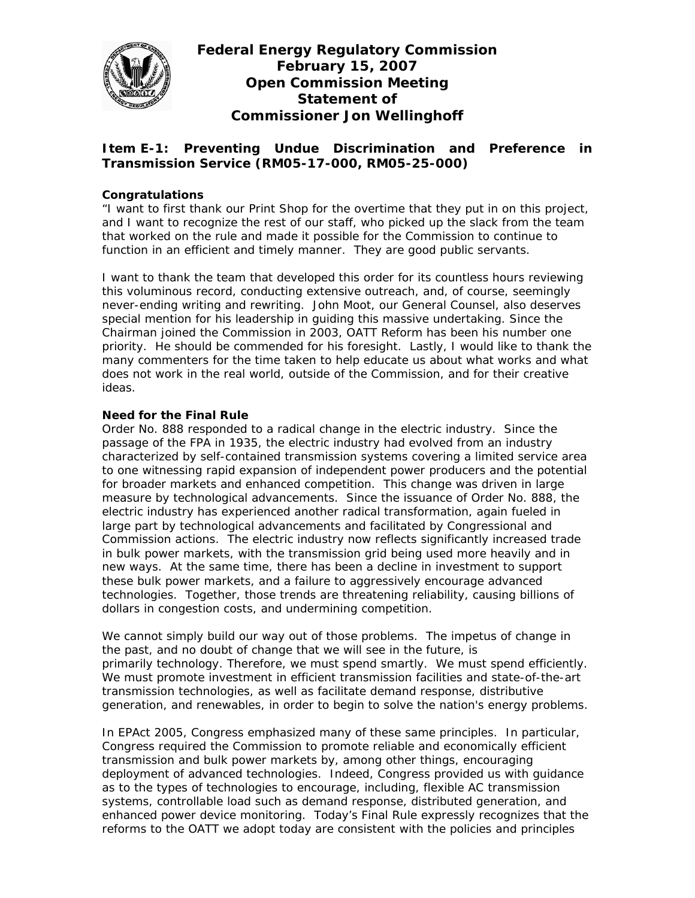# Federal Energy Regulatory Commission
# February 15, 2007
# Open Commission Meeting
# Statement of
# Commissioner Jon Wellinghoff

## Item E-1: Preventing Undue Discrimination and Preference in Transmission Service (RM05-17-000, RM05-25-000)

**Congratulations**

"I want to first thank our Print Shop for the overtime that they put in on this project, and I want to recognize the rest of our staff, who picked up the slack from the team that worked on the rule and made it possible for the Commission to continue to function in an efficient and timely manner. They are good public servants.

I want to thank the team that developed this order for its countless hours reviewing this voluminous record, conducting extensive outreach, and, of course, seemingly never-ending writing and rewriting. John Moot, our General Counsel, also deserves special mention for his leadership in guiding this massive undertaking. Since the Chairman joined the Commission in 2003, OATT Reform has been his number one priority. He should be commended for his foresight. Lastly, I would like to thank the many commenters for the time taken to help educate us about what works and what does not work in the real world, outside of the Commission, and for their creative ideas.

**Need for the Final Rule**

Order No. 888 responded to a radical change in the electric industry. Since the passage of the FPA in 1935, the electric industry had evolved from an industry characterized by self-contained transmission systems covering a limited service area to one witnessing rapid expansion of independent power producers and the potential for broader markets and enhanced competition. This change was driven in large measure by technological advancements. Since the issuance of Order No. 888, the electric industry has experienced another radical transformation, again fueled in large part by technological advancements and facilitated by Congressional and Commission actions. The electric industry now reflects significantly increased trade in bulk power markets, with the transmission grid being used more heavily and in new ways. At the same time, there has been a decline in investment to support these bulk power markets, and a failure to aggressively encourage advanced technologies. Together, those trends are threatening reliability, causing billions of dollars in congestion costs, and undermining competition.

We cannot simply build our way out of those problems. The impetus of change in the past, and no doubt of change that we will see in the future, is primarily technology. Therefore, we must spend smartly. We must spend efficiently. We must promote investment in efficient transmission facilities and state-of-the-art transmission technologies, as well as facilitate demand response, distributive generation, and renewables, in order to begin to solve the nation's energy problems.

In EPAct 2005, Congress emphasized many of these same principles. In particular, Congress required the Commission to promote reliable and economically efficient transmission and bulk power markets by, among other things, encouraging deployment of advanced technologies. Indeed, Congress provided us with guidance as to the types of technologies to encourage, including, flexible AC transmission systems, controllable load such as demand response, distributed generation, and enhanced power device monitoring. Today's Final Rule expressly recognizes that the reforms to the OATT we adopt today are consistent with the policies and principles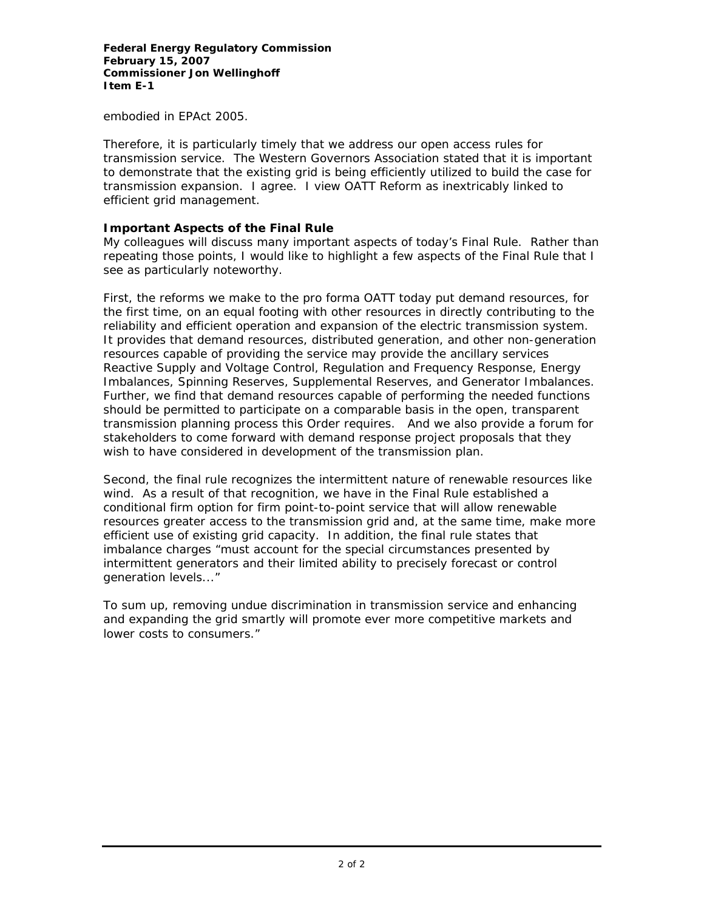embodied in EPAct 2005.

Therefore, it is particularly timely that we address our open access rules for transmission service. The Western Governors Association stated that it is important to demonstrate that the existing grid is being efficiently utilized to build the case for transmission expansion. I agree. I view OATT Reform as inextricably linked to efficient grid management.

**Important Aspects of the Final Rule**

My colleagues will discuss many important aspects of today's Final Rule. Rather than repeating those points, I would like to highlight a few aspects of the Final Rule that I see as particularly noteworthy.

First, the reforms we make to the pro forma OATT today put demand resources, for the first time, on an equal footing with other resources in directly contributing to the reliability and efficient operation and expansion of the electric transmission system. It provides that demand resources, distributed generation, and other non-generation resources capable of providing the service may provide the ancillary services Reactive Supply and Voltage Control, Regulation and Frequency Response, Energy Imbalances, Spinning Reserves, Supplemental Reserves, and Generator Imbalances. Further, we find that demand resources capable of performing the needed functions should be permitted to participate on a comparable basis in the open, transparent transmission planning process this Order requires. And we also provide a forum for stakeholders to come forward with demand response project proposals that they wish to have considered in development of the transmission plan.

Second, the final rule recognizes the intermittent nature of renewable resources like wind. As a result of that recognition, we have in the Final Rule established a conditional firm option for firm point-to-point service that will allow renewable resources greater access to the transmission grid and, at the same time, make more efficient use of existing grid capacity. In addition, the final rule states that imbalance charges "must account for the special circumstances presented by intermittent generators and their limited ability to precisely forecast or control generation levels..."

To sum up, removing undue discrimination in transmission service and enhancing and expanding the grid smartly will promote ever more competitive markets and lower costs to consumers."